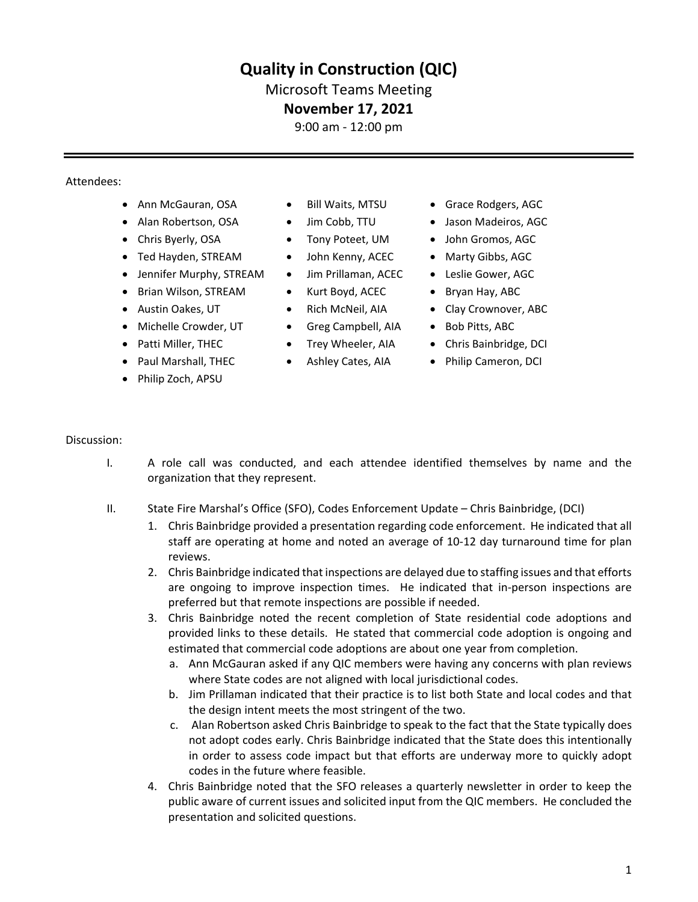# Quality in Construction (QIC)

Microsoft Teams Meeting

**November 17, 2021**

9:00 am - 12:00 pm

---

Attendees:

- Ann McGauran, OSA
- Alan Robertson, OSA
- Chris Byerly, OSA
- Ted Hayden, STREAM
- Jennifer Murphy, STREAM
- Brian Wilson, STREAM
- Austin Oakes, UT
- Michelle Crowder, UT
- Patti Miller, THEC
- Paul Marshall, THEC
- Philip Zoch, APSU
- Bill Waits, MTSU
- Jim Cobb, TTU
- Tony Poteet, UM
- John Kenny, ACEC
- Jim Prillaman, ACEC
- Kurt Boyd, ACEC
- Rich McNeil, AIA
- Greg Campbell, AIA
- Trey Wheeler, AIA
- Ashley Cates, AIA
- Grace Rodgers, AGC
- Jason Madeiros, AGC
- John Gromos, AGC
- Marty Gibbs, AGC
- Leslie Gower, AGC
- Bryan Hay, ABC
- Clay Crownover, ABC
- Bob Pitts, ABC
- Chris Bainbridge, DCI
- Philip Cameron, DCI

Discussion:

I. A role call was conducted, and each attendee identified themselves by name and the organization that they represent.

II. State Fire Marshal's Office (SFO), Codes Enforcement Update – Chris Bainbridge, (DCI)

1. Chris Bainbridge provided a presentation regarding code enforcement. He indicated that all staff are operating at home and noted an average of 10-12 day turnaround time for plan reviews.
2. Chris Bainbridge indicated that inspections are delayed due to staffing issues and that efforts are ongoing to improve inspection times. He indicated that in-person inspections are preferred but that remote inspections are possible if needed.
3. Chris Bainbridge noted the recent completion of State residential code adoptions and provided links to these details. He stated that commercial code adoption is ongoing and estimated that commercial code adoptions are about one year from completion.
   a. Ann McGauran asked if any QIC members were having any concerns with plan reviews where State codes are not aligned with local jurisdictional codes.
   b. Jim Prillaman indicated that their practice is to list both State and local codes and that the design intent meets the most stringent of the two.
   c. Alan Robertson asked Chris Bainbridge to speak to the fact that the State typically does not adopt codes early. Chris Bainbridge indicated that the State does this intentionally in order to assess code impact but that efforts are underway more to quickly adopt codes in the future where feasible.
4. Chris Bainbridge noted that the SFO releases a quarterly newsletter in order to keep the public aware of current issues and solicited input from the QIC members. He concluded the presentation and solicited questions.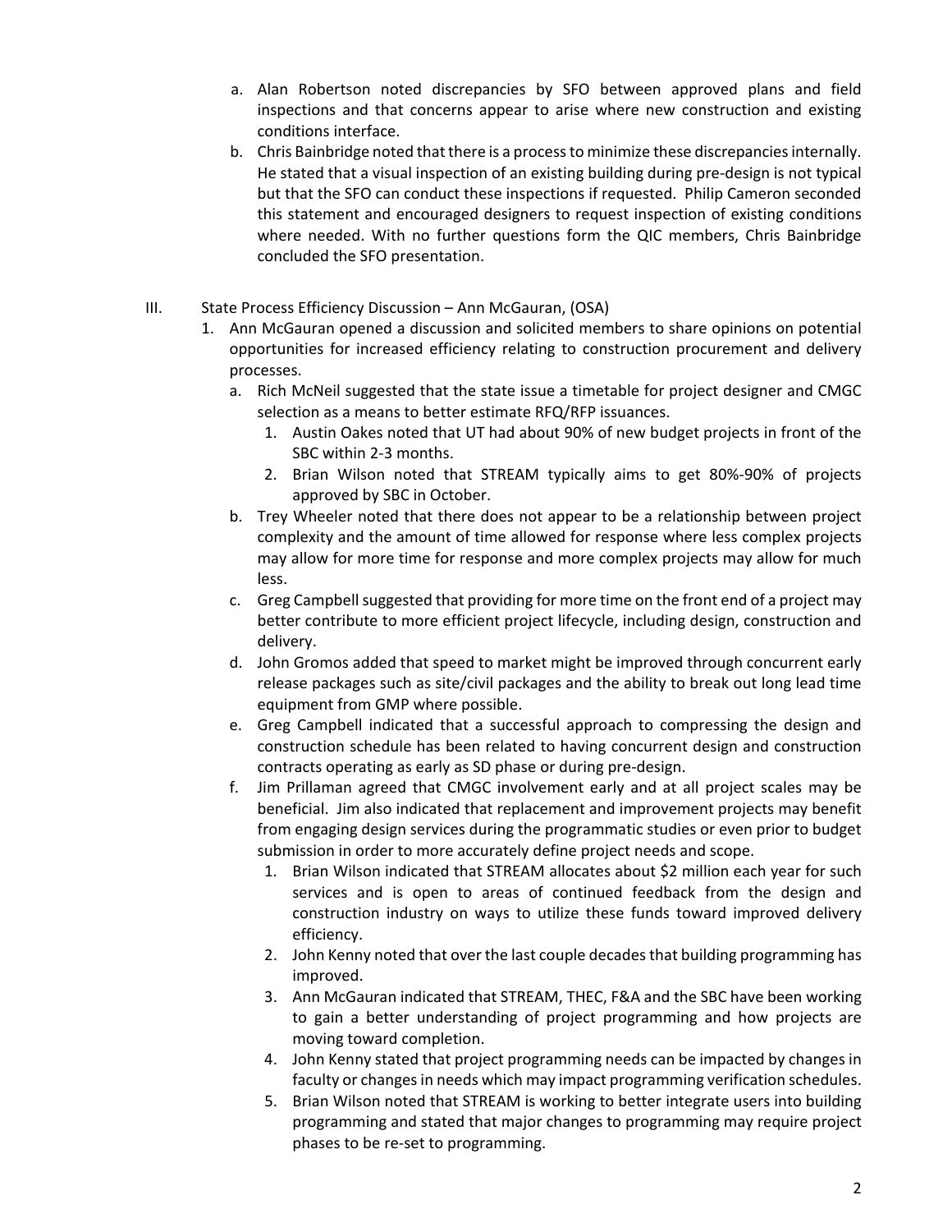a. Alan Robertson noted discrepancies by SFO between approved plans and field inspections and that concerns appear to arise where new construction and existing conditions interface.
   b. Chris Bainbridge noted that there is a process to minimize these discrepancies internally. He stated that a visual inspection of an existing building during pre-design is not typical but that the SFO can conduct these inspections if requested. Philip Cameron seconded this statement and encouraged designers to request inspection of existing conditions where needed. With no further questions form the QIC members, Chris Bainbridge concluded the SFO presentation.

III. State Process Efficiency Discussion – Ann McGauran, (OSA)

1. Ann McGauran opened a discussion and solicited members to share opinions on potential opportunities for increased efficiency relating to construction procurement and delivery processes.
   a. Rich McNeil suggested that the state issue a timetable for project designer and CMGC selection as a means to better estimate RFQ/RFP issuances.
      1. Austin Oakes noted that UT had about 90% of new budget projects in front of the SBC within 2-3 months.
      2. Brian Wilson noted that STREAM typically aims to get 80%-90% of projects approved by SBC in October.
   b. Trey Wheeler noted that there does not appear to be a relationship between project complexity and the amount of time allowed for response where less complex projects may allow for more time for response and more complex projects may allow for much less.
   c. Greg Campbell suggested that providing for more time on the front end of a project may better contribute to more efficient project lifecycle, including design, construction and delivery.
   d. John Gromos added that speed to market might be improved through concurrent early release packages such as site/civil packages and the ability to break out long lead time equipment from GMP where possible.
   e. Greg Campbell indicated that a successful approach to compressing the design and construction schedule has been related to having concurrent design and construction contracts operating as early as SD phase or during pre-design.
   f. Jim Prillaman agreed that CMGC involvement early and at all project scales may be beneficial. Jim also indicated that replacement and improvement projects may benefit from engaging design services during the programmatic studies or even prior to budget submission in order to more accurately define project needs and scope.
      1. Brian Wilson indicated that STREAM allocates about $2 million each year for such services and is open to areas of continued feedback from the design and construction industry on ways to utilize these funds toward improved delivery efficiency.
      2. John Kenny noted that over the last couple decades that building programming has improved.
      3. Ann McGauran indicated that STREAM, THEC, F&A and the SBC have been working to gain a better understanding of project programming and how projects are moving toward completion.
      4. John Kenny stated that project programming needs can be impacted by changes in faculty or changes in needs which may impact programming verification schedules.
      5. Brian Wilson noted that STREAM is working to better integrate users into building programming and stated that major changes to programming may require project phases to be re-set to programming.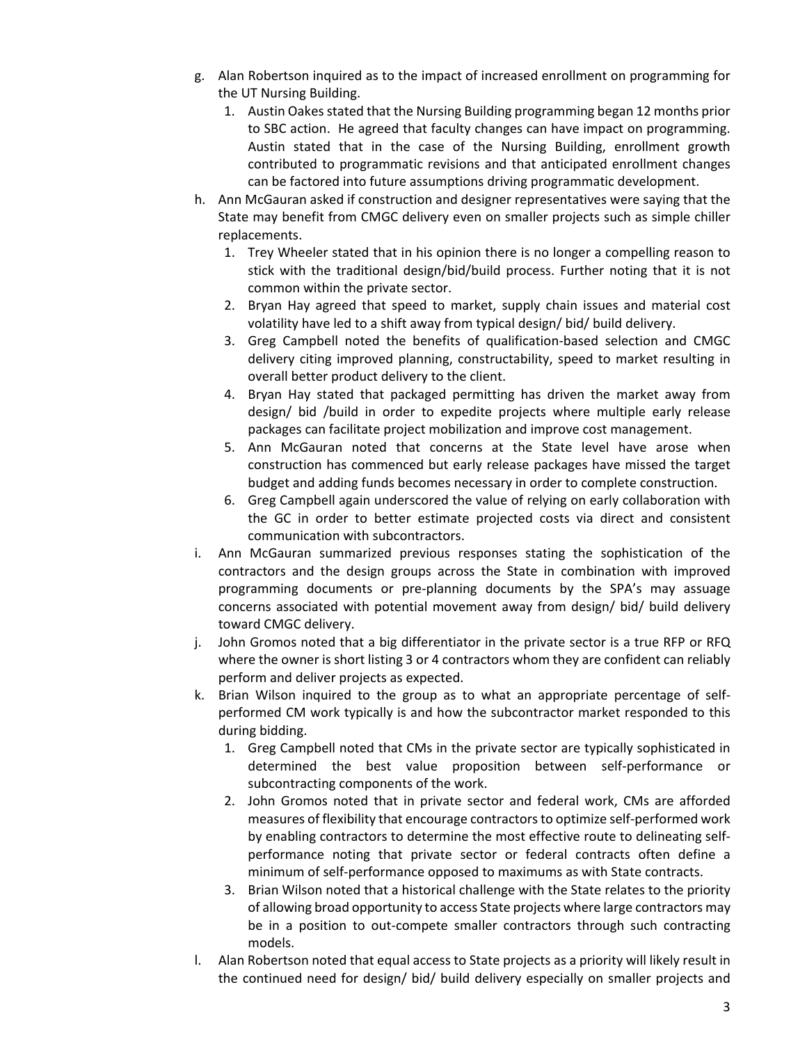g. Alan Robertson inquired as to the impact of increased enrollment on programming for the UT Nursing Building.
   1. Austin Oakes stated that the Nursing Building programming began 12 months prior to SBC action. He agreed that faculty changes can have impact on programming. Austin stated that in the case of the Nursing Building, enrollment growth contributed to programmatic revisions and that anticipated enrollment changes can be factored into future assumptions driving programmatic development.
h. Ann McGauran asked if construction and designer representatives were saying that the State may benefit from CMGC delivery even on smaller projects such as simple chiller replacements.
   1. Trey Wheeler stated that in his opinion there is no longer a compelling reason to stick with the traditional design/bid/build process. Further noting that it is not common within the private sector.
   2. Bryan Hay agreed that speed to market, supply chain issues and material cost volatility have led to a shift away from typical design/ bid/ build delivery.
   3. Greg Campbell noted the benefits of qualification-based selection and CMGC delivery citing improved planning, constructability, speed to market resulting in overall better product delivery to the client.
   4. Bryan Hay stated that packaged permitting has driven the market away from design/ bid /build in order to expedite projects where multiple early release packages can facilitate project mobilization and improve cost management.
   5. Ann McGauran noted that concerns at the State level have arose when construction has commenced but early release packages have missed the target budget and adding funds becomes necessary in order to complete construction.
   6. Greg Campbell again underscored the value of relying on early collaboration with the GC in order to better estimate projected costs via direct and consistent communication with subcontractors.
i. Ann McGauran summarized previous responses stating the sophistication of the contractors and the design groups across the State in combination with improved programming documents or pre-planning documents by the SPA's may assuage concerns associated with potential movement away from design/ bid/ build delivery toward CMGC delivery.
j. John Gromos noted that a big differentiator in the private sector is a true RFP or RFQ where the owner is short listing 3 or 4 contractors whom they are confident can reliably perform and deliver projects as expected.
k. Brian Wilson inquired to the group as to what an appropriate percentage of self-performed CM work typically is and how the subcontractor market responded to this during bidding.
   1. Greg Campbell noted that CMs in the private sector are typically sophisticated in determined the best value proposition between self-performance or subcontracting components of the work.
   2. John Gromos noted that in private sector and federal work, CMs are afforded measures of flexibility that encourage contractors to optimize self-performed work by enabling contractors to determine the most effective route to delineating self-performance noting that private sector or federal contracts often define a minimum of self-performance opposed to maximums as with State contracts.
   3. Brian Wilson noted that a historical challenge with the State relates to the priority of allowing broad opportunity to access State projects where large contractors may be in a position to out-compete smaller contractors through such contracting models.
l. Alan Robertson noted that equal access to State projects as a priority will likely result in the continued need for design/ bid/ build delivery especially on smaller projects and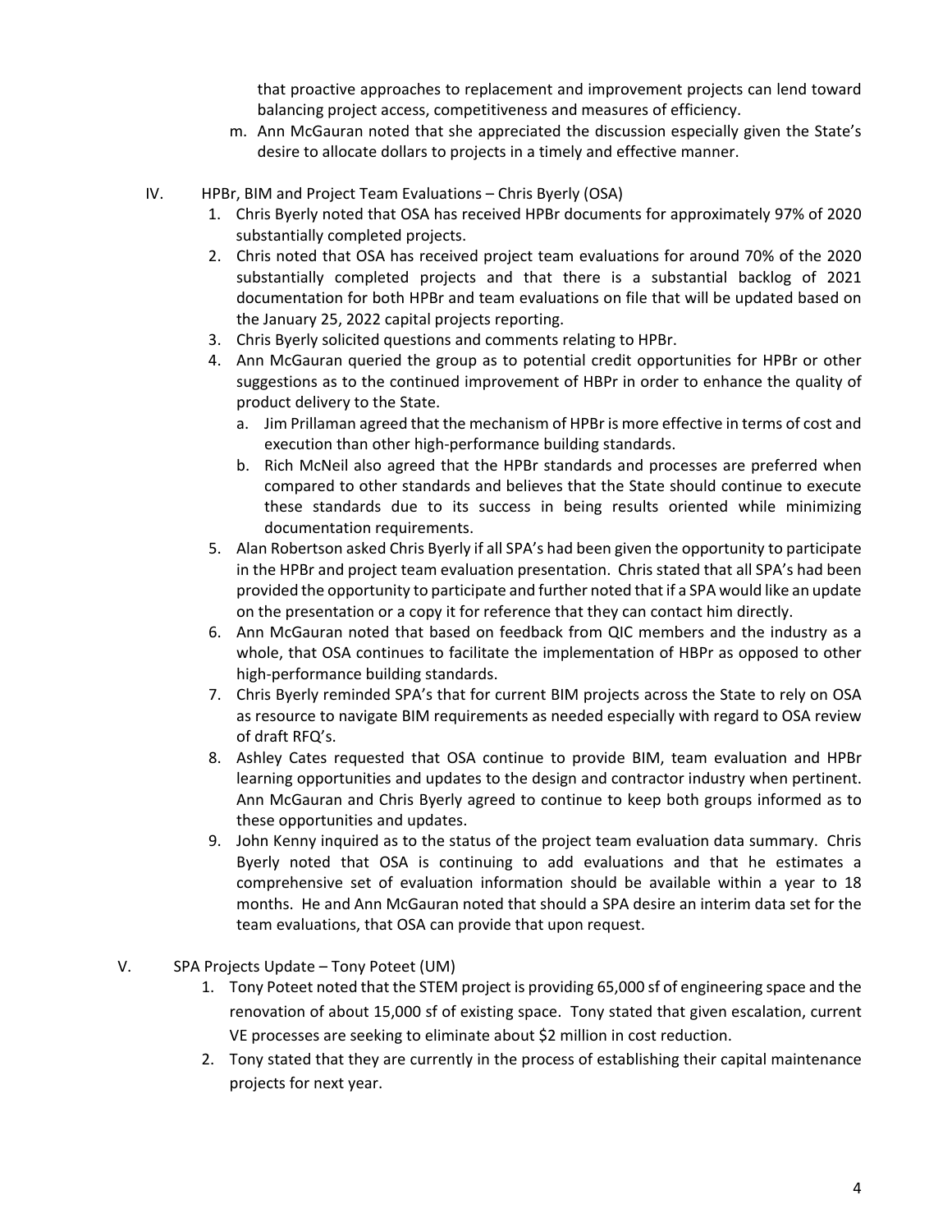that proactive approaches to replacement and improvement projects can lend toward balancing project access, competitiveness and measures of efficiency.

m. Ann McGauran noted that she appreciated the discussion especially given the State's desire to allocate dollars to projects in a timely and effective manner.

IV. HPBr, BIM and Project Team Evaluations – Chris Byerly (OSA)

1. Chris Byerly noted that OSA has received HPBr documents for approximately 97% of 2020 substantially completed projects.
2. Chris noted that OSA has received project team evaluations for around 70% of the 2020 substantially completed projects and that there is a substantial backlog of 2021 documentation for both HPBr and team evaluations on file that will be updated based on the January 25, 2022 capital projects reporting.
3. Chris Byerly solicited questions and comments relating to HPBr.
4. Ann McGauran queried the group as to potential credit opportunities for HPBr or other suggestions as to the continued improvement of HBPr in order to enhance the quality of product delivery to the State.
   a. Jim Prillaman agreed that the mechanism of HPBr is more effective in terms of cost and execution than other high-performance building standards.
   b. Rich McNeil also agreed that the HPBr standards and processes are preferred when compared to other standards and believes that the State should continue to execute these standards due to its success in being results oriented while minimizing documentation requirements.
5. Alan Robertson asked Chris Byerly if all SPA's had been given the opportunity to participate in the HPBr and project team evaluation presentation. Chris stated that all SPA's had been provided the opportunity to participate and further noted that if a SPA would like an update on the presentation or a copy it for reference that they can contact him directly.
6. Ann McGauran noted that based on feedback from QIC members and the industry as a whole, that OSA continues to facilitate the implementation of HBPr as opposed to other high-performance building standards.
7. Chris Byerly reminded SPA's that for current BIM projects across the State to rely on OSA as resource to navigate BIM requirements as needed especially with regard to OSA review of draft RFQ's.
8. Ashley Cates requested that OSA continue to provide BIM, team evaluation and HPBr learning opportunities and updates to the design and contractor industry when pertinent. Ann McGauran and Chris Byerly agreed to continue to keep both groups informed as to these opportunities and updates.
9. John Kenny inquired as to the status of the project team evaluation data summary. Chris Byerly noted that OSA is continuing to add evaluations and that he estimates a comprehensive set of evaluation information should be available within a year to 18 months. He and Ann McGauran noted that should a SPA desire an interim data set for the team evaluations, that OSA can provide that upon request.

V. SPA Projects Update – Tony Poteet (UM)

1. Tony Poteet noted that the STEM project is providing 65,000 sf of engineering space and the renovation of about 15,000 sf of existing space. Tony stated that given escalation, current VE processes are seeking to eliminate about $2 million in cost reduction.
2. Tony stated that they are currently in the process of establishing their capital maintenance projects for next year.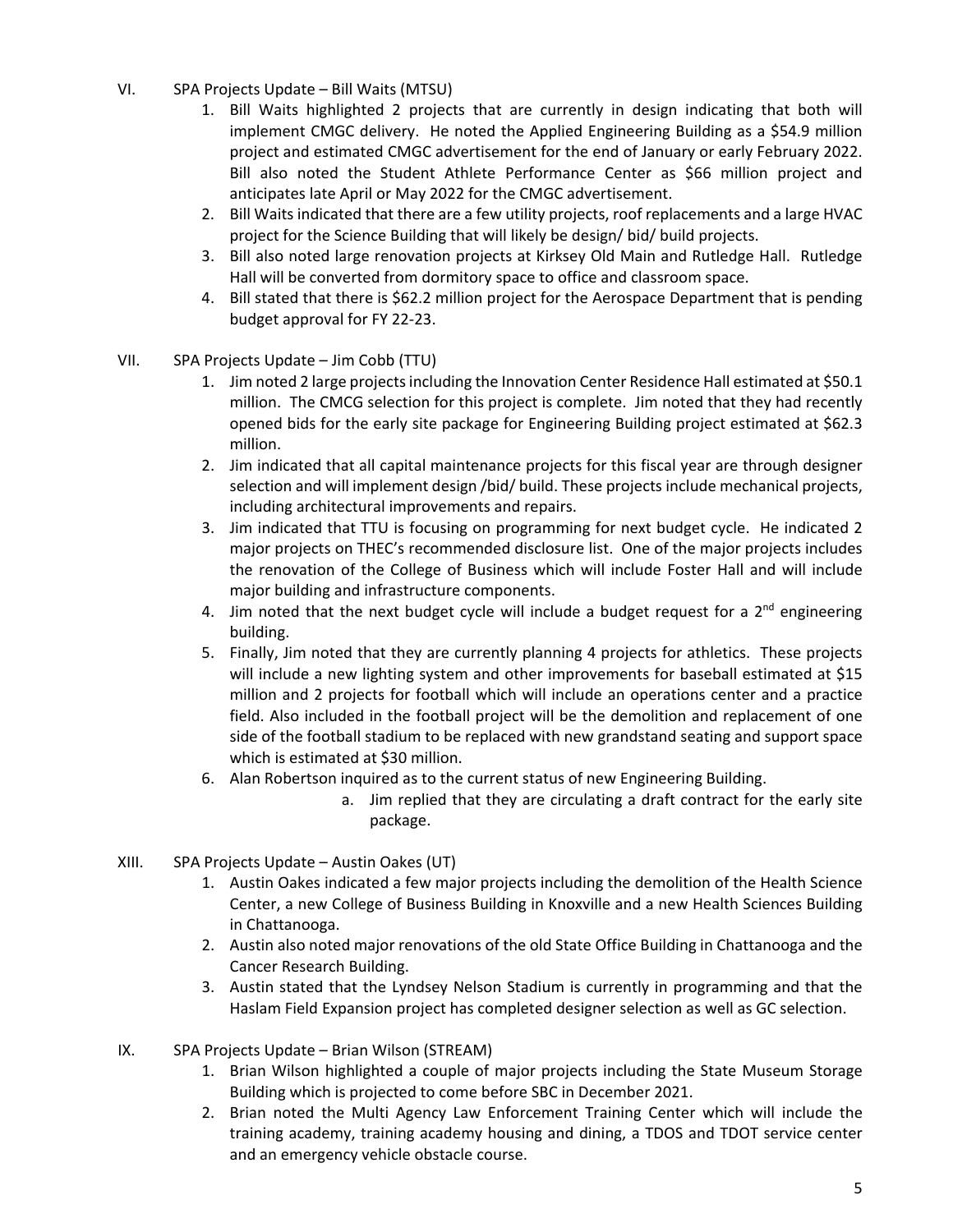VI. SPA Projects Update – Bill Waits (MTSU)

1. Bill Waits highlighted 2 projects that are currently in design indicating that both will implement CMGC delivery. He noted the Applied Engineering Building as a $54.9 million project and estimated CMGC advertisement for the end of January or early February 2022. Bill also noted the Student Athlete Performance Center as $66 million project and anticipates late April or May 2022 for the CMGC advertisement.
2. Bill Waits indicated that there are a few utility projects, roof replacements and a large HVAC project for the Science Building that will likely be design/ bid/ build projects.
3. Bill also noted large renovation projects at Kirksey Old Main and Rutledge Hall. Rutledge Hall will be converted from dormitory space to office and classroom space.
4. Bill stated that there is $62.2 million project for the Aerospace Department that is pending budget approval for FY 22-23.

VII. SPA Projects Update – Jim Cobb (TTU)

1. Jim noted 2 large projects including the Innovation Center Residence Hall estimated at $50.1 million. The CMCG selection for this project is complete. Jim noted that they had recently opened bids for the early site package for Engineering Building project estimated at $62.3 million.
2. Jim indicated that all capital maintenance projects for this fiscal year are through designer selection and will implement design /bid/ build. These projects include mechanical projects, including architectural improvements and repairs.
3. Jim indicated that TTU is focusing on programming for next budget cycle. He indicated 2 major projects on THEC's recommended disclosure list. One of the major projects includes the renovation of the College of Business which will include Foster Hall and will include major building and infrastructure components.
4. Jim noted that the next budget cycle will include a budget request for a 2nd engineering building.
5. Finally, Jim noted that they are currently planning 4 projects for athletics. These projects will include a new lighting system and other improvements for baseball estimated at $15 million and 2 projects for football which will include an operations center and a practice field. Also included in the football project will be the demolition and replacement of one side of the football stadium to be replaced with new grandstand seating and support space which is estimated at $30 million.
6. Alan Robertson inquired as to the current status of new Engineering Building.
   a. Jim replied that they are circulating a draft contract for the early site package.

XIII. SPA Projects Update – Austin Oakes (UT)

1. Austin Oakes indicated a few major projects including the demolition of the Health Science Center, a new College of Business Building in Knoxville and a new Health Sciences Building in Chattanooga.
2. Austin also noted major renovations of the old State Office Building in Chattanooga and the Cancer Research Building.
3. Austin stated that the Lyndsey Nelson Stadium is currently in programming and that the Haslam Field Expansion project has completed designer selection as well as GC selection.

IX. SPA Projects Update – Brian Wilson (STREAM)

1. Brian Wilson highlighted a couple of major projects including the State Museum Storage Building which is projected to come before SBC in December 2021.
2. Brian noted the Multi Agency Law Enforcement Training Center which will include the training academy, training academy housing and dining, a TDOS and TDOT service center and an emergency vehicle obstacle course.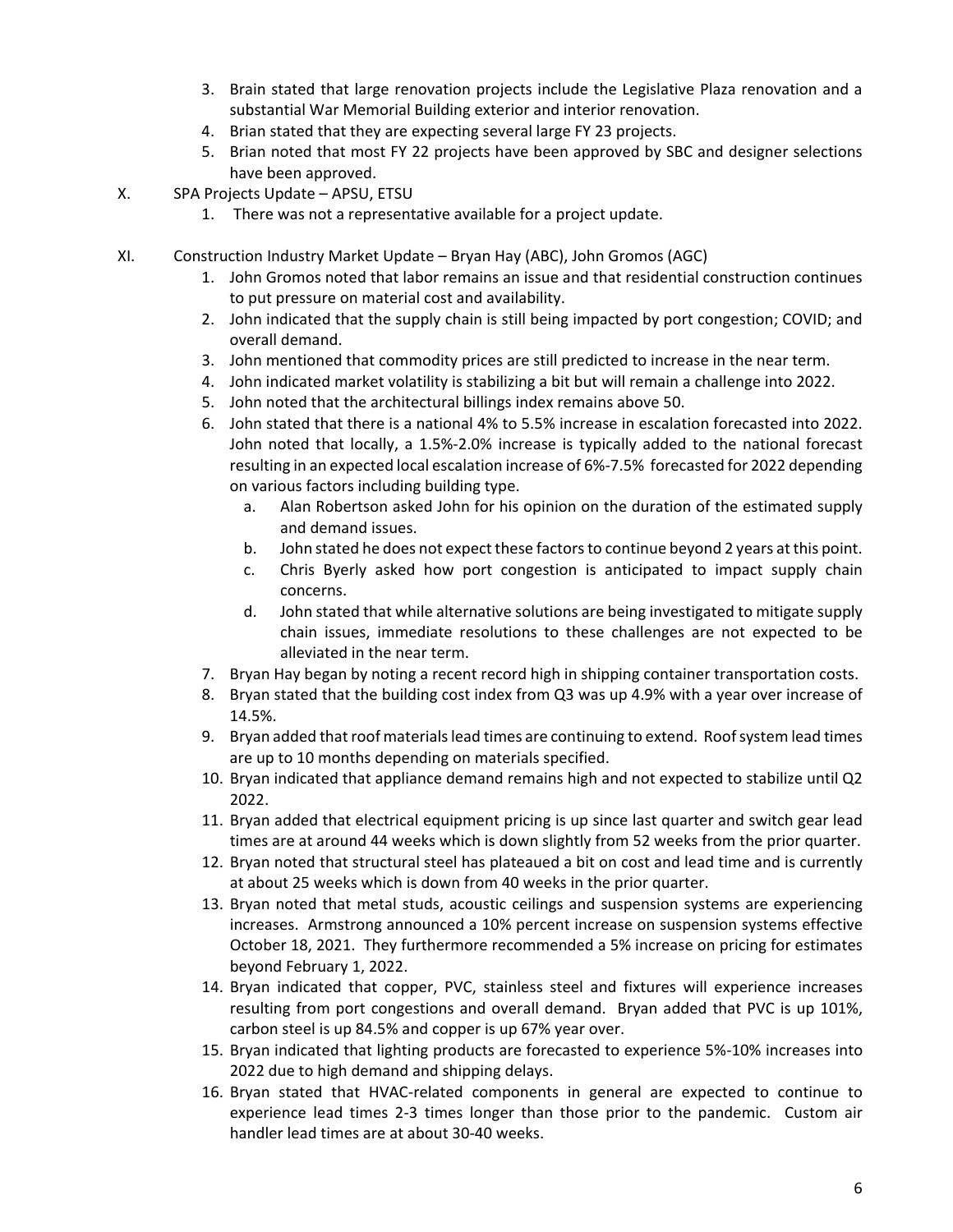3. Brain stated that large renovation projects include the Legislative Plaza renovation and a substantial War Memorial Building exterior and interior renovation.
4. Brian stated that they are expecting several large FY 23 projects.
5. Brian noted that most FY 22 projects have been approved by SBC and designer selections have been approved.

X. SPA Projects Update – APSU, ETSU

1. There was not a representative available for a project update.

XI. Construction Industry Market Update – Bryan Hay (ABC), John Gromos (AGC)

1. John Gromos noted that labor remains an issue and that residential construction continues to put pressure on material cost and availability.
2. John indicated that the supply chain is still being impacted by port congestion; COVID; and overall demand.
3. John mentioned that commodity prices are still predicted to increase in the near term.
4. John indicated market volatility is stabilizing a bit but will remain a challenge into 2022.
5. John noted that the architectural billings index remains above 50.
6. John stated that there is a national 4% to 5.5% increase in escalation forecasted into 2022. John noted that locally, a 1.5%-2.0% increase is typically added to the national forecast resulting in an expected local escalation increase of 6%-7.5% forecasted for 2022 depending on various factors including building type.
    a. Alan Robertson asked John for his opinion on the duration of the estimated supply and demand issues.
    b. John stated he does not expect these factors to continue beyond 2 years at this point.
    c. Chris Byerly asked how port congestion is anticipated to impact supply chain concerns.
    d. John stated that while alternative solutions are being investigated to mitigate supply chain issues, immediate resolutions to these challenges are not expected to be alleviated in the near term.
7. Bryan Hay began by noting a recent record high in shipping container transportation costs.
8. Bryan stated that the building cost index from Q3 was up 4.9% with a year over increase of 14.5%.
9. Bryan added that roof materials lead times are continuing to extend. Roof system lead times are up to 10 months depending on materials specified.
10. Bryan indicated that appliance demand remains high and not expected to stabilize until Q2 2022.
11. Bryan added that electrical equipment pricing is up since last quarter and switch gear lead times are at around 44 weeks which is down slightly from 52 weeks from the prior quarter.
12. Bryan noted that structural steel has plateaued a bit on cost and lead time and is currently at about 25 weeks which is down from 40 weeks in the prior quarter.
13. Bryan noted that metal studs, acoustic ceilings and suspension systems are experiencing increases. Armstrong announced a 10% percent increase on suspension systems effective October 18, 2021. They furthermore recommended a 5% increase on pricing for estimates beyond February 1, 2022.
14. Bryan indicated that copper, PVC, stainless steel and fixtures will experience increases resulting from port congestions and overall demand. Bryan added that PVC is up 101%, carbon steel is up 84.5% and copper is up 67% year over.
15. Bryan indicated that lighting products are forecasted to experience 5%-10% increases into 2022 due to high demand and shipping delays.
16. Bryan stated that HVAC-related components in general are expected to continue to experience lead times 2-3 times longer than those prior to the pandemic. Custom air handler lead times are at about 30-40 weeks.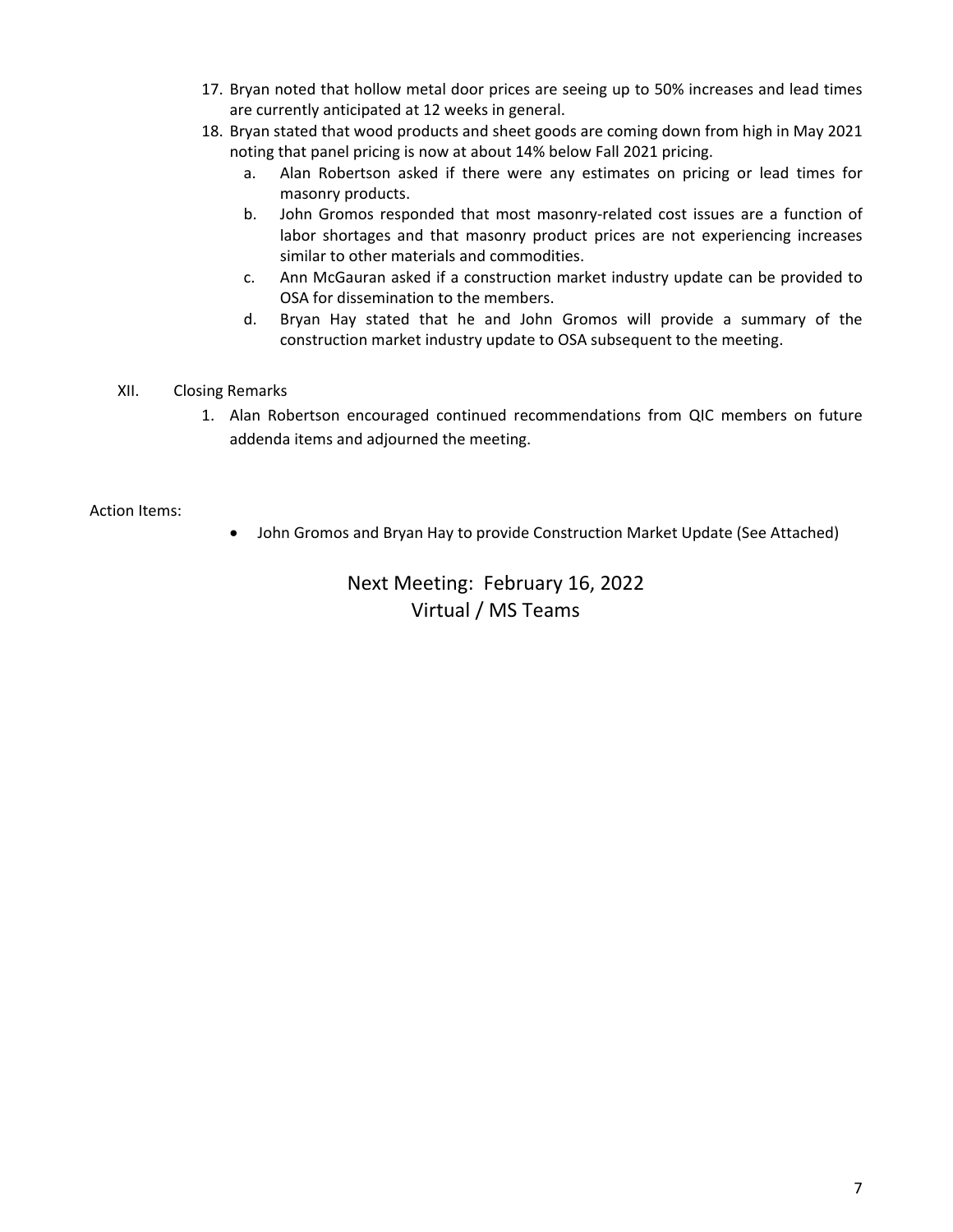17. Bryan noted that hollow metal door prices are seeing up to 50% increases and lead times are currently anticipated at 12 weeks in general.
18. Bryan stated that wood products and sheet goods are coming down from high in May 2021 noting that panel pricing is now at about 14% below Fall 2021 pricing.
    a. Alan Robertson asked if there were any estimates on pricing or lead times for masonry products.
    b. John Gromos responded that most masonry-related cost issues are a function of labor shortages and that masonry product prices are not experiencing increases similar to other materials and commodities.
    c. Ann McGauran asked if a construction market industry update can be provided to OSA for dissemination to the members.
    d. Bryan Hay stated that he and John Gromos will provide a summary of the construction market industry update to OSA subsequent to the meeting.

XII. Closing Remarks

1. Alan Robertson encouraged continued recommendations from QIC members on future addenda items and adjourned the meeting.

Action Items:

- John Gromos and Bryan Hay to provide Construction Market Update (See Attached)

Next Meeting: February 16, 2022
Virtual / MS Teams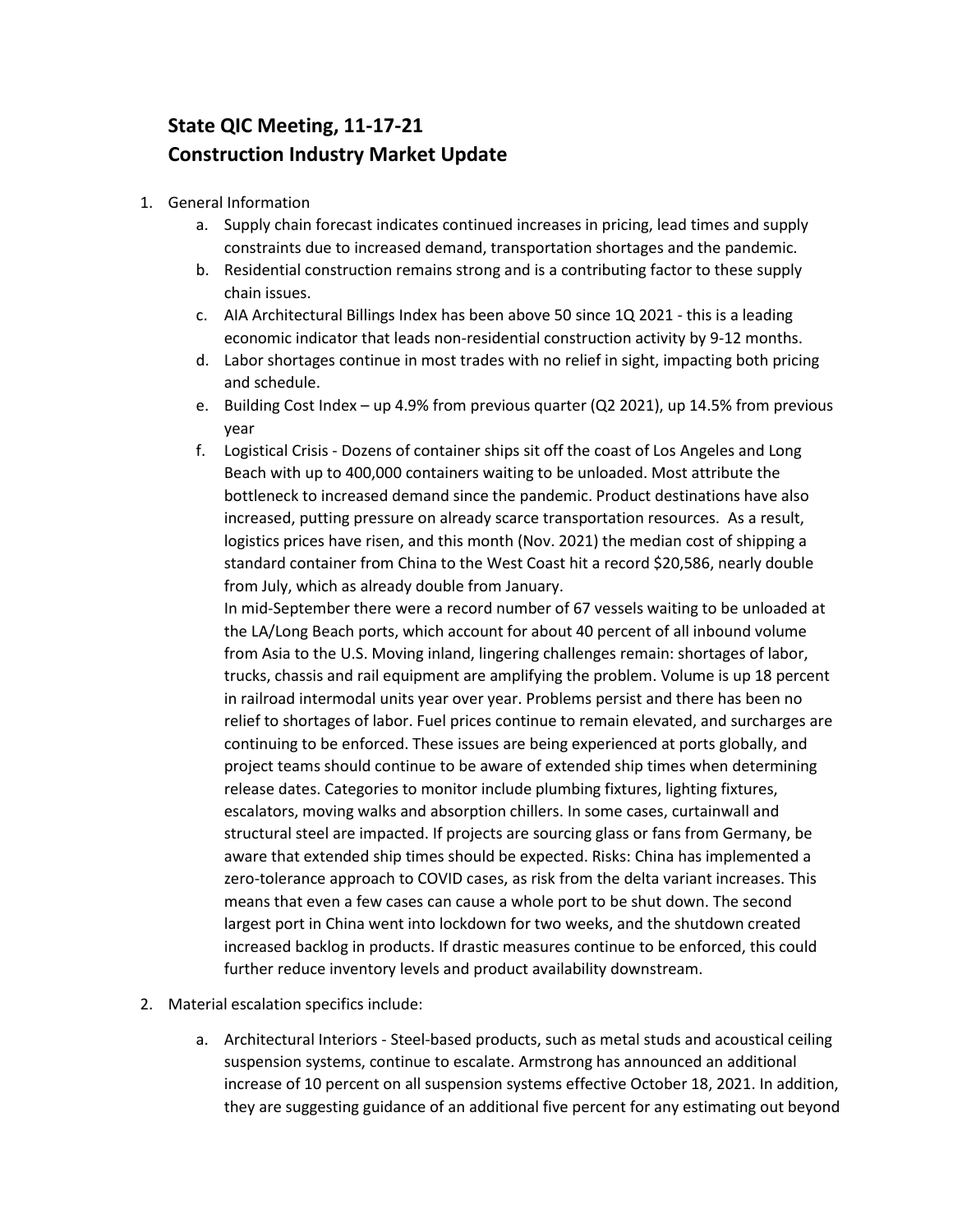# State QIC Meeting, 11-17-21
# Construction Industry Market Update

1. General Information
   a. Supply chain forecast indicates continued increases in pricing, lead times and supply constraints due to increased demand, transportation shortages and the pandemic.
   b. Residential construction remains strong and is a contributing factor to these supply chain issues.
   c. AIA Architectural Billings Index has been above 50 since 1Q 2021 - this is a leading economic indicator that leads non-residential construction activity by 9-12 months.
   d. Labor shortages continue in most trades with no relief in sight, impacting both pricing and schedule.
   e. Building Cost Index – up 4.9% from previous quarter (Q2 2021), up 14.5% from previous year
   f. Logistical Crisis - Dozens of container ships sit off the coast of Los Angeles and Long Beach with up to 400,000 containers waiting to be unloaded. Most attribute the bottleneck to increased demand since the pandemic. Product destinations have also increased, putting pressure on already scarce transportation resources. As a result, logistics prices have risen, and this month (Nov. 2021) the median cost of shipping a standard container from China to the West Coast hit a record $20,586, nearly double from July, which as already double from January.
      In mid-September there were a record number of 67 vessels waiting to be unloaded at the LA/Long Beach ports, which account for about 40 percent of all inbound volume from Asia to the U.S. Moving inland, lingering challenges remain: shortages of labor, trucks, chassis and rail equipment are amplifying the problem. Volume is up 18 percent in railroad intermodal units year over year. Problems persist and there has been no relief to shortages of labor. Fuel prices continue to remain elevated, and surcharges are continuing to be enforced. These issues are being experienced at ports globally, and project teams should continue to be aware of extended ship times when determining release dates. Categories to monitor include plumbing fixtures, lighting fixtures, escalators, moving walks and absorption chillers. In some cases, curtainwall and structural steel are impacted. If projects are sourcing glass or fans from Germany, be aware that extended ship times should be expected. Risks: China has implemented a zero-tolerance approach to COVID cases, as risk from the delta variant increases. This means that even a few cases can cause a whole port to be shut down. The second largest port in China went into lockdown for two weeks, and the shutdown created increased backlog in products. If drastic measures continue to be enforced, this could further reduce inventory levels and product availability downstream.

2. Material escalation specifics include:

   a. Architectural Interiors - Steel-based products, such as metal studs and acoustical ceiling suspension systems, continue to escalate. Armstrong has announced an additional increase of 10 percent on all suspension systems effective October 18, 2021. In addition, they are suggesting guidance of an additional five percent for any estimating out beyond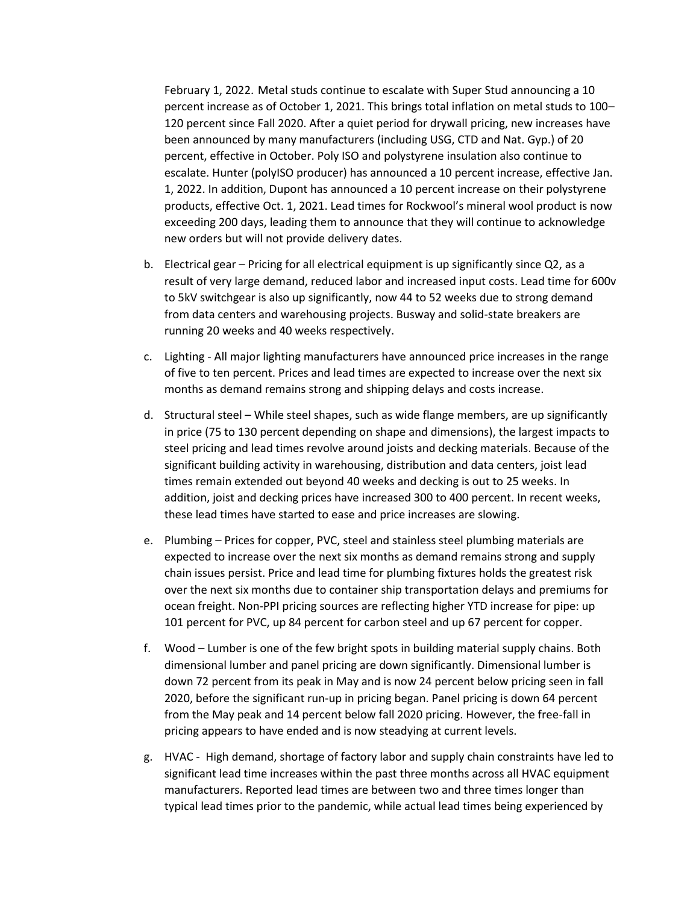February 1, 2022. Metal studs continue to escalate with Super Stud announcing a 10 percent increase as of October 1, 2021. This brings total inflation on metal studs to 100–120 percent since Fall 2020. After a quiet period for drywall pricing, new increases have been announced by many manufacturers (including USG, CTD and Nat. Gyp.) of 20 percent, effective in October. Poly ISO and polystyrene insulation also continue to escalate. Hunter (polyISO producer) has announced a 10 percent increase, effective Jan. 1, 2022. In addition, Dupont has announced a 10 percent increase on their polystyrene products, effective Oct. 1, 2021. Lead times for Rockwool's mineral wool product is now exceeding 200 days, leading them to announce that they will continue to acknowledge new orders but will not provide delivery dates.

b. Electrical gear – Pricing for all electrical equipment is up significantly since Q2, as a result of very large demand, reduced labor and increased input costs. Lead time for 600v to 5kV switchgear is also up significantly, now 44 to 52 weeks due to strong demand from data centers and warehousing projects. Busway and solid-state breakers are running 20 weeks and 40 weeks respectively.

c. Lighting - All major lighting manufacturers have announced price increases in the range of five to ten percent. Prices and lead times are expected to increase over the next six months as demand remains strong and shipping delays and costs increase.

d. Structural steel – While steel shapes, such as wide flange members, are up significantly in price (75 to 130 percent depending on shape and dimensions), the largest impacts to steel pricing and lead times revolve around joists and decking materials. Because of the significant building activity in warehousing, distribution and data centers, joist lead times remain extended out beyond 40 weeks and decking is out to 25 weeks. In addition, joist and decking prices have increased 300 to 400 percent. In recent weeks, these lead times have started to ease and price increases are slowing.

e. Plumbing – Prices for copper, PVC, steel and stainless steel plumbing materials are expected to increase over the next six months as demand remains strong and supply chain issues persist. Price and lead time for plumbing fixtures holds the greatest risk over the next six months due to container ship transportation delays and premiums for ocean freight. Non-PPI pricing sources are reflecting higher YTD increase for pipe: up 101 percent for PVC, up 84 percent for carbon steel and up 67 percent for copper.

f. Wood – Lumber is one of the few bright spots in building material supply chains. Both dimensional lumber and panel pricing are down significantly. Dimensional lumber is down 72 percent from its peak in May and is now 24 percent below pricing seen in fall 2020, before the significant run-up in pricing began. Panel pricing is down 64 percent from the May peak and 14 percent below fall 2020 pricing. However, the free-fall in pricing appears to have ended and is now steadying at current levels.

g. HVAC - High demand, shortage of factory labor and supply chain constraints have led to significant lead time increases within the past three months across all HVAC equipment manufacturers. Reported lead times are between two and three times longer than typical lead times prior to the pandemic, while actual lead times being experienced by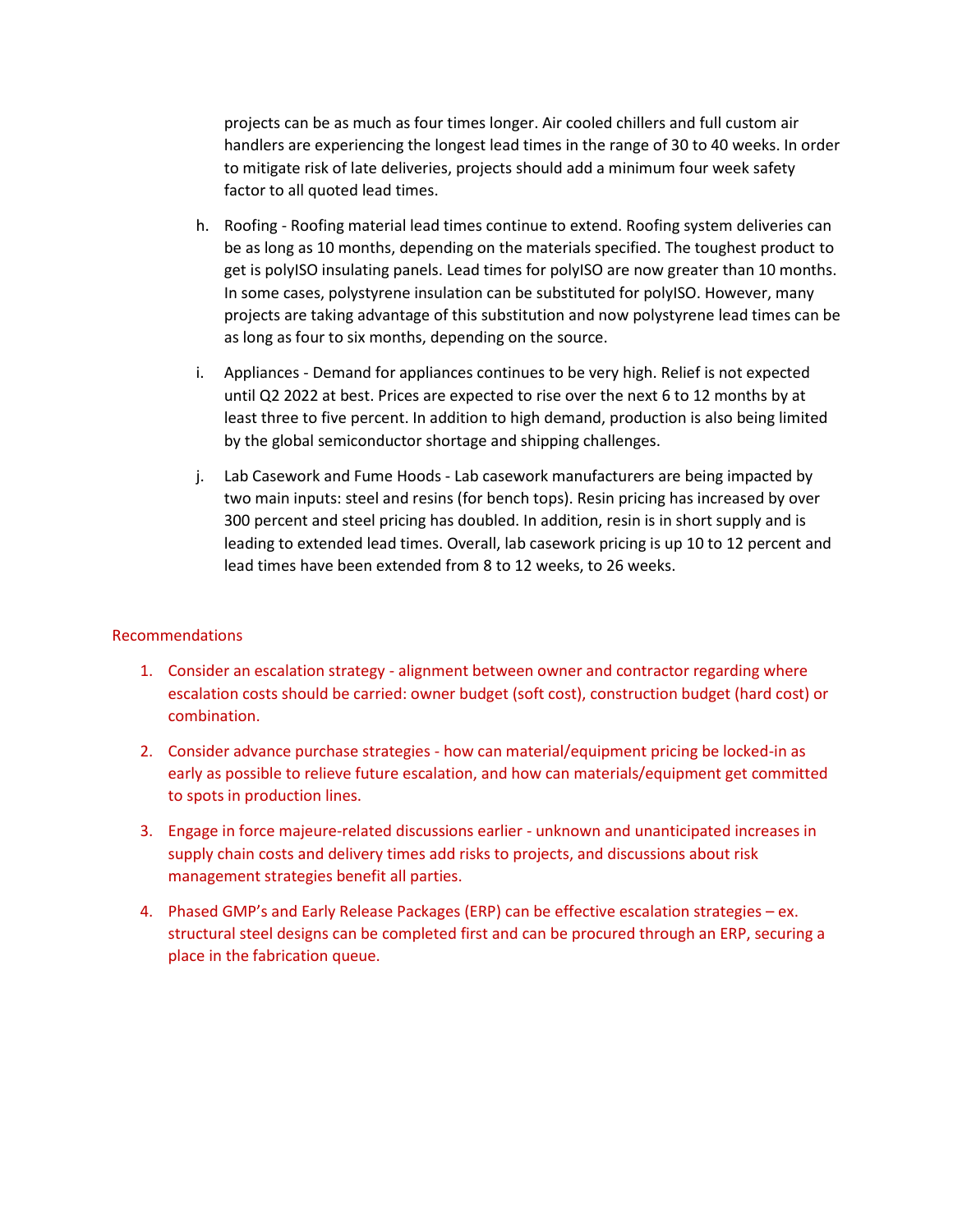projects can be as much as four times longer. Air cooled chillers and full custom air handlers are experiencing the longest lead times in the range of 30 to 40 weeks. In order to mitigate risk of late deliveries, projects should add a minimum four week safety factor to all quoted lead times.

h. Roofing - Roofing material lead times continue to extend. Roofing system deliveries can be as long as 10 months, depending on the materials specified. The toughest product to get is polyISO insulating panels. Lead times for polyISO are now greater than 10 months. In some cases, polystyrene insulation can be substituted for polyISO. However, many projects are taking advantage of this substitution and now polystyrene lead times can be as long as four to six months, depending on the source.

i. Appliances - Demand for appliances continues to be very high. Relief is not expected until Q2 2022 at best. Prices are expected to rise over the next 6 to 12 months by at least three to five percent. In addition to high demand, production is also being limited by the global semiconductor shortage and shipping challenges.

j. Lab Casework and Fume Hoods - Lab casework manufacturers are being impacted by two main inputs: steel and resins (for bench tops). Resin pricing has increased by over 300 percent and steel pricing has doubled. In addition, resin is in short supply and is leading to extended lead times. Overall, lab casework pricing is up 10 to 12 percent and lead times have been extended from 8 to 12 weeks, to 26 weeks.

## Recommendations

1. Consider an escalation strategy - alignment between owner and contractor regarding where escalation costs should be carried: owner budget (soft cost), construction budget (hard cost) or combination.
2. Consider advance purchase strategies - how can material/equipment pricing be locked-in as early as possible to relieve future escalation, and how can materials/equipment get committed to spots in production lines.
3. Engage in force majeure-related discussions earlier - unknown and unanticipated increases in supply chain costs and delivery times add risks to projects, and discussions about risk management strategies benefit all parties.
4. Phased GMP's and Early Release Packages (ERP) can be effective escalation strategies – ex. structural steel designs can be completed first and can be procured through an ERP, securing a place in the fabrication queue.